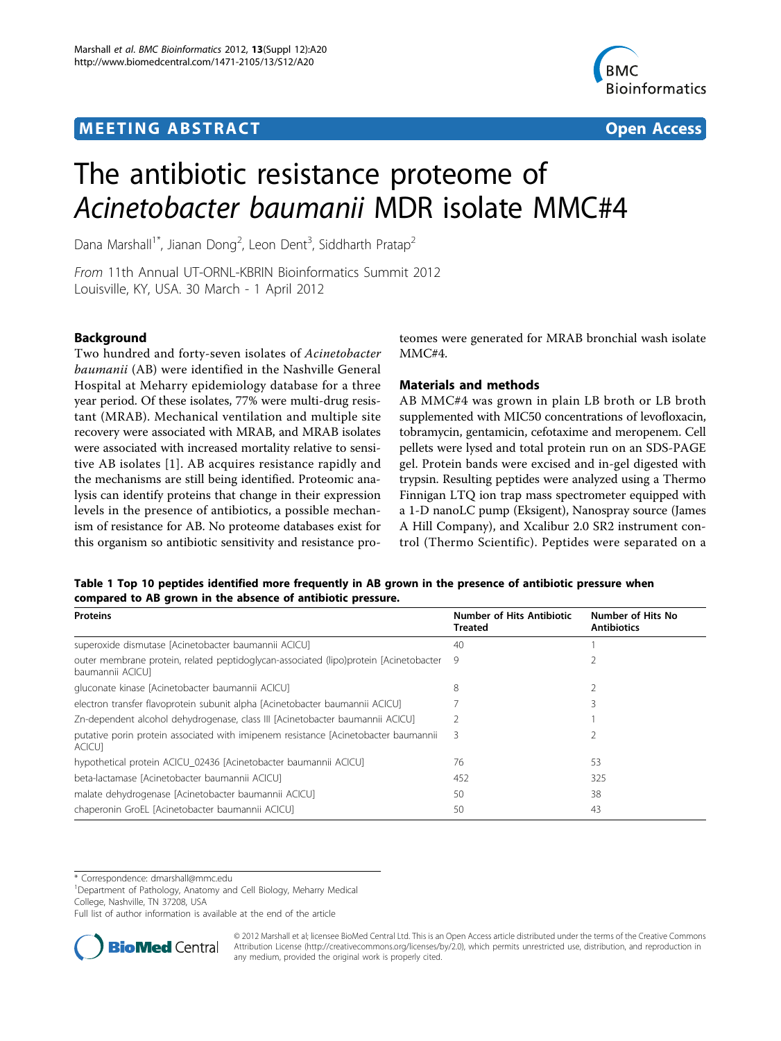**MEETING ABSTRACT** **Open Access**

# The antibiotic resistance proteome of *Acinetobacter baumanii* MDR isolate MMC#4

Dana Marshall[1*], Jianan Dong[2], Leon Dent[3], Siddharth Pratap[2]

*From* 11th Annual UT-ORNL-KBRIN Bioinformatics Summit 2012
Louisville, KY, USA. 30 March - 1 April 2012

## Background

Two hundred and forty-seven isolates of *Acinetobacter baumanii* (AB) were identified in the Nashville General Hospital at Meharry epidemiology database for a three year period. Of these isolates, 77% were multi-drug resistant (MRAB). Mechanical ventilation and multiple site recovery were associated with MRAB, and MRAB isolates were associated with increased mortality relative to sensitive AB isolates [1]. AB acquires resistance rapidly and the mechanisms are still being identified. Proteomic analysis can identify proteins that change in their expression levels in the presence of antibiotics, a possible mechanism of resistance for AB. No proteome databases exist for this organism so antibiotic sensitivity and resistance proteomes were generated for MRAB bronchial wash isolate MMC#4.

## Materials and methods

AB MMC#4 was grown in plain LB broth or LB broth supplemented with MIC50 concentrations of levofloxacin, tobramycin, gentamicin, cefotaxime and meropenem. Cell pellets were lysed and total protein run on an SDS-PAGE gel. Protein bands were excised and in-gel digested with trypsin. Resulting peptides were analyzed using a Thermo Finnigan LTQ ion trap mass spectrometer equipped with a 1-D nanoLC pump (Eksigent), Nanospray source (James A Hill Company), and Xcalibur 2.0 SR2 instrument control (Thermo Scientific). Peptides were separated on a

**Table 1 Top 10 peptides identified more frequently in AB grown in the presence of antibiotic pressure when compared to AB grown in the absence of antibiotic pressure.**

| Proteins | Number of Hits Antibiotic Treated | Number of Hits No Antibiotics |
|---|---|---|
| superoxide dismutase [Acinetobacter baumannii ACICU] | 40 | 1 |
| outer membrane protein, related peptidoglycan-associated (lipo)protein [Acinetobacter baumannii ACICU] | 9 | 2 |
| gluconate kinase [Acinetobacter baumannii ACICU] | 8 | 2 |
| electron transfer flavoprotein subunit alpha [Acinetobacter baumannii ACICU] | 7 | 3 |
| Zn-dependent alcohol dehydrogenase, class III [Acinetobacter baumannii ACICU] | 2 | 1 |
| putative porin protein associated with imipenem resistance [Acinetobacter baumannii ACICU] | 3 | 2 |
| hypothetical protein ACICU_02436 [Acinetobacter baumannii ACICU] | 76 | 53 |
| beta-lactamase [Acinetobacter baumannii ACICU] | 452 | 325 |
| malate dehydrogenase [Acinetobacter baumannii ACICU] | 50 | 38 |
| chaperonin GroEL [Acinetobacter baumannii ACICU] | 50 | 43 |

\* Correspondence: dmarshall@mmc.edu
[1]Department of Pathology, Anatomy and Cell Biology, Meharry Medical College, Nashville, TN 37208, USA
Full list of author information is available at the end of the article

© 2012 Marshall et al; licensee BioMed Central Ltd. This is an Open Access article distributed under the terms of the Creative Commons Attribution License (http://creativecommons.org/licenses/by/2.0), which permits unrestricted use, distribution, and reproduction in any medium, provided the original work is properly cited.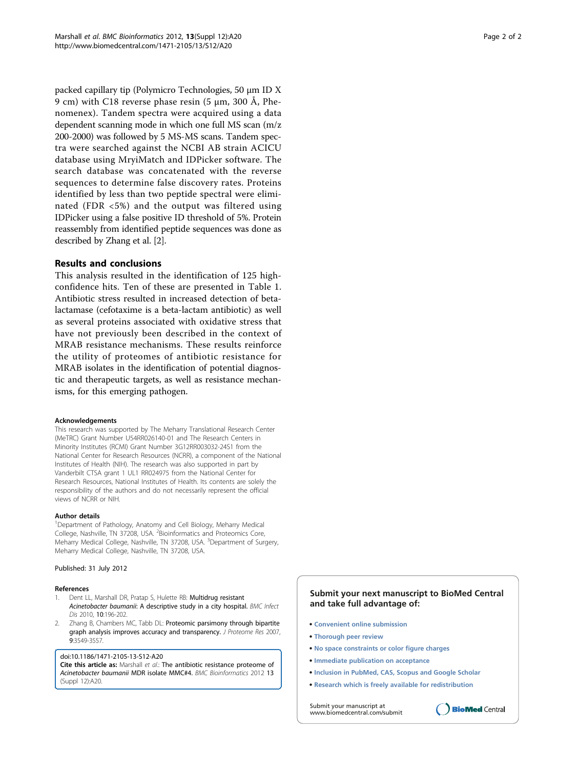packed capillary tip (Polymicro Technologies, 50 μm ID X 9 cm) with C18 reverse phase resin (5 μm, 300 Å, Phenomenex). Tandem spectra were acquired using a data dependent scanning mode in which one full MS scan (m/z 200-2000) was followed by 5 MS-MS scans. Tandem spectra were searched against the NCBI AB strain ACICU database using MryiMatch and IDPicker software. The search database was concatenated with the reverse sequences to determine false discovery rates. Proteins identified by less than two peptide spectral were eliminated (FDR <5%) and the output was filtered using IDPicker using a false positive ID threshold of 5%. Protein reassembly from identified peptide sequences was done as described by Zhang et al. [2].

## Results and conclusions

This analysis resulted in the identification of 125 high-confidence hits. Ten of these are presented in Table 1. Antibiotic stress resulted in increased detection of beta-lactamase (cefotaxime is a beta-lactam antibiotic) as well as several proteins associated with oxidative stress that have not previously been described in the context of MRAB resistance mechanisms. These results reinforce the utility of proteomes of antibiotic resistance for MRAB isolates in the identification of potential diagnostic and therapeutic targets, as well as resistance mechanisms, for this emerging pathogen.

#### Acknowledgements

This research was supported by The Meharry Translational Research Center (MeTRC) Grant Number U54RR026140-01 and The Research Centers in Minority Institutes (RCMI) Grant Number 3G12RR003032-24S1 from the National Center for Research Resources (NCRR), a component of the National Institutes of Health (NIH). The research was also supported in part by Vanderbilt CTSA grant 1 UL1 RR024975 from the National Center for Research Resources, National Institutes of Health. Its contents are solely the responsibility of the authors and do not necessarily represent the official views of NCRR or NIH.

#### Author details

[1]Department of Pathology, Anatomy and Cell Biology, Meharry Medical College, Nashville, TN 37208, USA. [2]Bioinformatics and Proteomics Core, Meharry Medical College, Nashville, TN 37208, USA. [3]Department of Surgery, Meharry Medical College, Nashville, TN 37208, USA.

Published: 31 July 2012

#### References

1. Dent LL, Marshall DR, Pratap S, Hulette RB: **Multidrug resistant *Acinetobacter baumanii*: A descriptive study in a city hospital.** *BMC Infect Dis* 2010, **10**:196-202.
2. Zhang B, Chambers MC, Tabb DL: **Proteomic parsimony through bipartite graph analysis improves accuracy and transparency.** *J Proteome Res* 2007, **9**:3549-3557.

doi:10.1186/1471-2105-13-S12-A20
**Cite this article as:** Marshall *et al.*: The antibiotic resistance proteome of *Acinetobacter baumanii* MDR isolate MMC#4. *BMC Bioinformatics* 2012 **13** (Suppl 12):A20.

**Submit your next manuscript to BioMed Central and take full advantage of:**

- **Convenient online submission**
- **Thorough peer review**
- **No space constraints or color figure charges**
- **Immediate publication on acceptance**
- **Inclusion in PubMed, CAS, Scopus and Google Scholar**
- **Research which is freely available for redistribution**

Submit your manuscript at
www.biomedcentral.com/submit

BioMed Central